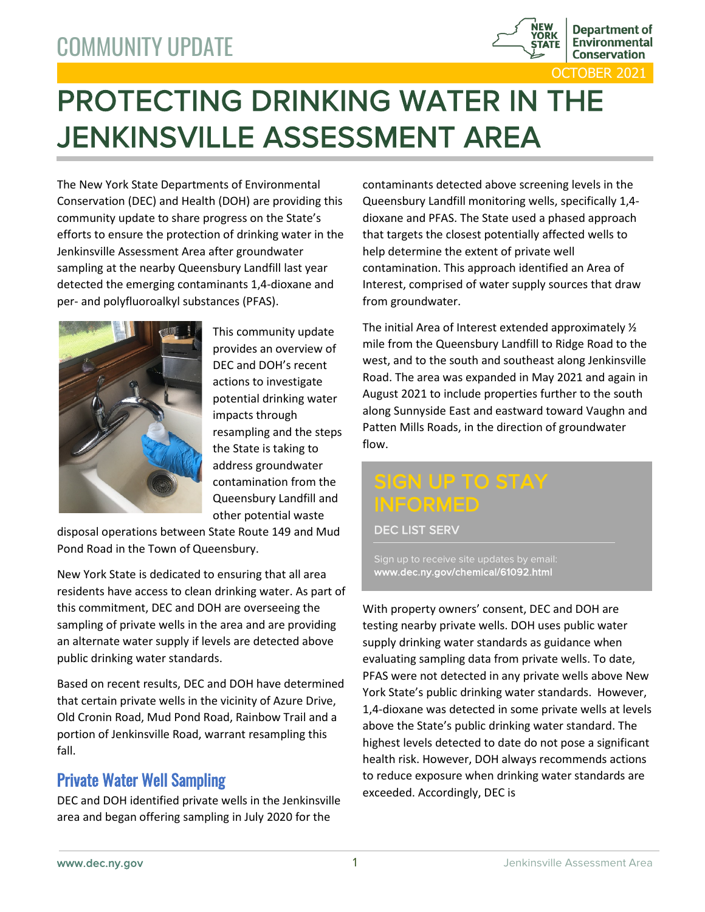COMMUNITY UPDATE

New York State Department of Environmental Conservation

OCTOBER 2021

# PROTECTING DRINKING WATER IN THE JENKINSVILLE ASSESSMENT AREA

The New York State Departments of Environmental Conservation (DEC) and Health (DOH) are providing this community update to share progress on the State's efforts to ensure the protection of drinking water in the Jenkinsville Assessment Area after groundwater sampling at the nearby Queensbury Landfill last year detected the emerging contaminants 1,4-dioxane and per- and polyfluoroalkyl substances (PFAS).

This community update provides an overview of DEC and DOH's recent actions to investigate potential drinking water impacts through resampling and the steps the State is taking to address groundwater contamination from the Queensbury Landfill and other potential waste disposal operations between State Route 149 and Mud Pond Road in the Town of Queensbury.

New York State is dedicated to ensuring that all area residents have access to clean drinking water. As part of this commitment, DEC and DOH are overseeing the sampling of private wells in the area and are providing an alternate water supply if levels are detected above public drinking water standards.

Based on recent results, DEC and DOH have determined that certain private wells in the vicinity of Azure Drive, Old Cronin Road, Mud Pond Road, Rainbow Trail and a portion of Jenkinsville Road, warrant resampling this fall.

## Private Water Well Sampling

DEC and DOH identified private wells in the Jenkinsville area and began offering sampling in July 2020 for the contaminants detected above screening levels in the Queensbury Landfill monitoring wells, specifically 1,4-dioxane and PFAS. The State used a phased approach that targets the closest potentially affected wells to help determine the extent of private well contamination. This approach identified an Area of Interest, comprised of water supply sources that draw from groundwater.

The initial Area of Interest extended approximately ½ mile from the Queensbury Landfill to Ridge Road to the west, and to the south and southeast along Jenkinsville Road. The area was expanded in May 2021 and again in August 2021 to include properties further to the south along Sunnyside East and eastward toward Vaughn and Patten Mills Roads, in the direction of groundwater flow.

> **SIGN UP TO STAY INFORMED**
>
> **DEC LIST SERV**
>
> Sign up to receive site updates by email:
> **www.dec.ny.gov/chemical/61092.html**

With property owners' consent, DEC and DOH are testing nearby private wells. DOH uses public water supply drinking water standards as guidance when evaluating sampling data from private wells. To date, PFAS were not detected in any private wells above New York State's public drinking water standards. However, 1,4-dioxane was detected in some private wells at levels above the State's public drinking water standard. The highest levels detected to date do not pose a significant health risk. However, DOH always recommends actions to reduce exposure when drinking water standards are exceeded. Accordingly, DEC is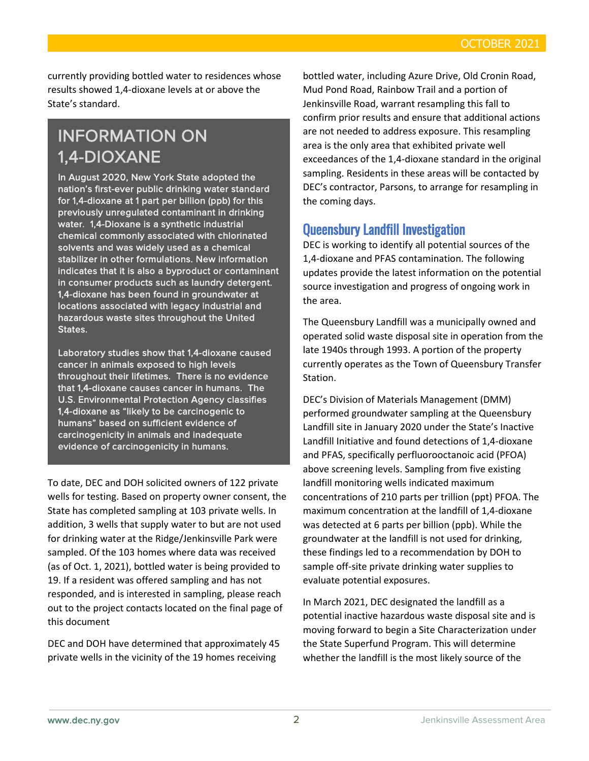currently providing bottled water to residences whose results showed 1,4-dioxane levels at or above the State's standard.

## INFORMATION ON 1,4-DIOXANE

In August 2020, New York State adopted the nation's first-ever public drinking water standard for 1,4-dioxane at 1 part per billion (ppb) for this previously unregulated contaminant in drinking water. 1,4-Dioxane is a synthetic industrial chemical commonly associated with chlorinated solvents and was widely used as a chemical stabilizer in other formulations. New information indicates that it is also a byproduct or contaminant in consumer products such as laundry detergent. 1,4-dioxane has been found in groundwater at locations associated with legacy industrial and hazardous waste sites throughout the United States.

Laboratory studies show that 1,4-dioxane caused cancer in animals exposed to high levels throughout their lifetimes. There is no evidence that 1,4-dioxane causes cancer in humans. The U.S. Environmental Protection Agency classifies 1,4-dioxane as "likely to be carcinogenic to humans" based on sufficient evidence of carcinogenicity in animals and inadequate evidence of carcinogenicity in humans.

To date, DEC and DOH solicited owners of 122 private wells for testing. Based on property owner consent, the State has completed sampling at 103 private wells. In addition, 3 wells that supply water to but are not used for drinking water at the Ridge/Jenkinsville Park were sampled. Of the 103 homes where data was received (as of Oct. 1, 2021), bottled water is being provided to 19. If a resident was offered sampling and has not responded, and is interested in sampling, please reach out to the project contacts located on the final page of this document

DEC and DOH have determined that approximately 45 private wells in the vicinity of the 19 homes receiving bottled water, including Azure Drive, Old Cronin Road, Mud Pond Road, Rainbow Trail and a portion of Jenkinsville Road, warrant resampling this fall to confirm prior results and ensure that additional actions are not needed to address exposure. This resampling area is the only area that exhibited private well exceedances of the 1,4-dioxane standard in the original sampling. Residents in these areas will be contacted by DEC's contractor, Parsons, to arrange for resampling in the coming days.

## Queensbury Landfill Investigation

DEC is working to identify all potential sources of the 1,4-dioxane and PFAS contamination. The following updates provide the latest information on the potential source investigation and progress of ongoing work in the area.

The Queensbury Landfill was a municipally owned and operated solid waste disposal site in operation from the late 1940s through 1993. A portion of the property currently operates as the Town of Queensbury Transfer Station.

DEC's Division of Materials Management (DMM) performed groundwater sampling at the Queensbury Landfill site in January 2020 under the State's Inactive Landfill Initiative and found detections of 1,4-dioxane and PFAS, specifically perfluorooctanoic acid (PFOA) above screening levels. Sampling from five existing landfill monitoring wells indicated maximum concentrations of 210 parts per trillion (ppt) PFOA. The maximum concentration at the landfill of 1,4-dioxane was detected at 6 parts per billion (ppb). While the groundwater at the landfill is not used for drinking, these findings led to a recommendation by DOH to sample off-site private drinking water supplies to evaluate potential exposures.

In March 2021, DEC designated the landfill as a potential inactive hazardous waste disposal site and is moving forward to begin a Site Characterization under the State Superfund Program. This will determine whether the landfill is the most likely source of the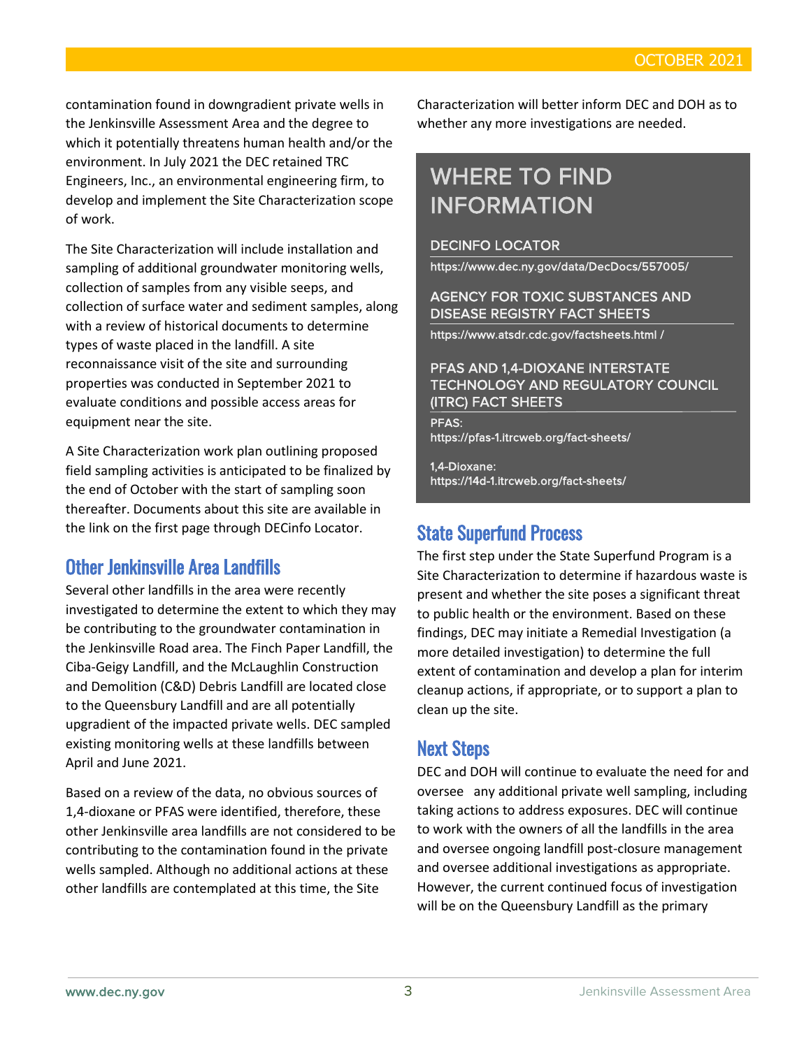contamination found in downgradient private wells in the Jenkinsville Assessment Area and the degree to which it potentially threatens human health and/or the environment. In July 2021 the DEC retained TRC Engineers, Inc., an environmental engineering firm, to develop and implement the Site Characterization scope of work.

The Site Characterization will include installation and sampling of additional groundwater monitoring wells, collection of samples from any visible seeps, and collection of surface water and sediment samples, along with a review of historical documents to determine types of waste placed in the landfill. A site reconnaissance visit of the site and surrounding properties was conducted in September 2021 to evaluate conditions and possible access areas for equipment near the site.

A Site Characterization work plan outlining proposed field sampling activities is anticipated to be finalized by the end of October with the start of sampling soon thereafter. Documents about this site are available in the link on the first page through DECinfo Locator.

## Other Jenkinsville Area Landfills

Several other landfills in the area were recently investigated to determine the extent to which they may be contributing to the groundwater contamination in the Jenkinsville Road area. The Finch Paper Landfill, the Ciba-Geigy Landfill, and the McLaughlin Construction and Demolition (C&D) Debris Landfill are located close to the Queensbury Landfill and are all potentially upgradient of the impacted private wells. DEC sampled existing monitoring wells at these landfills between April and June 2021.

Based on a review of the data, no obvious sources of 1,4-dioxane or PFAS were identified, therefore, these other Jenkinsville area landfills are not considered to be contributing to the contamination found in the private wells sampled. Although no additional actions at these other landfills are contemplated at this time, the Site Characterization will better inform DEC and DOH as to whether any more investigations are needed.

## WHERE TO FIND INFORMATION

**DECINFO LOCATOR**

https://www.dec.ny.gov/data/DecDocs/557005/

**AGENCY FOR TOXIC SUBSTANCES AND DISEASE REGISTRY FACT SHEETS**

https://www.atsdr.cdc.gov/factsheets.html /

**PFAS AND 1,4-DIOXANE INTERSTATE TECHNOLOGY AND REGULATORY COUNCIL (ITRC) FACT SHEETS**

PFAS:
https://pfas-1.itrcweb.org/fact-sheets/

1,4-Dioxane:
https://14d-1.itrcweb.org/fact-sheets/

## State Superfund Process

The first step under the State Superfund Program is a Site Characterization to determine if hazardous waste is present and whether the site poses a significant threat to public health or the environment. Based on these findings, DEC may initiate a Remedial Investigation (a more detailed investigation) to determine the full extent of contamination and develop a plan for interim cleanup actions, if appropriate, or to support a plan to clean up the site.

## Next Steps

DEC and DOH will continue to evaluate the need for and oversee any additional private well sampling, including taking actions to address exposures. DEC will continue to work with the owners of all the landfills in the area and oversee ongoing landfill post-closure management and oversee additional investigations as appropriate. However, the current continued focus of investigation will be on the Queensbury Landfill as the primary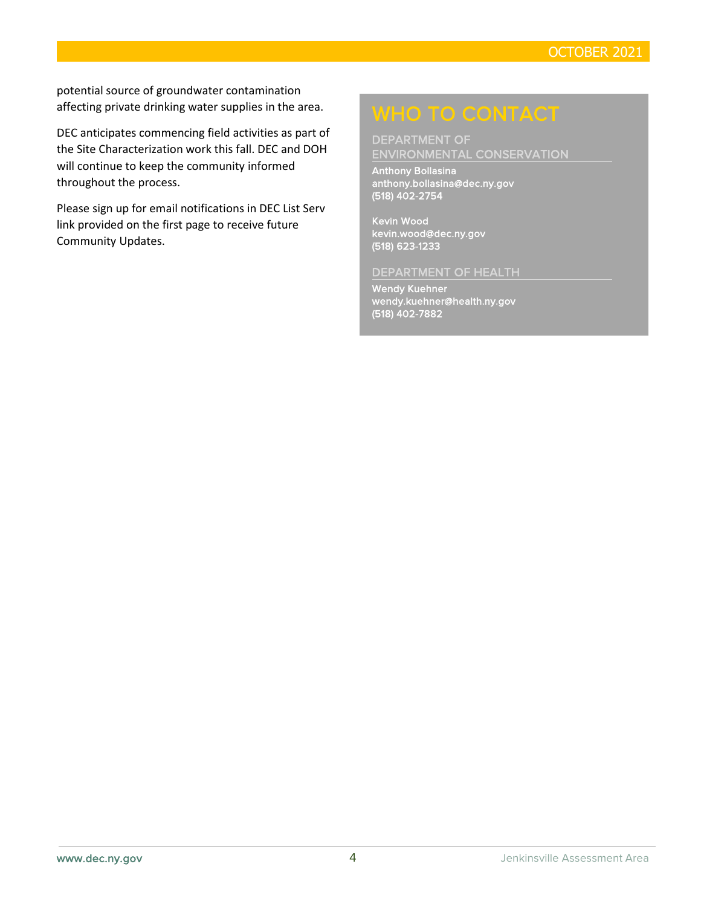potential source of groundwater contamination affecting private drinking water supplies in the area.

DEC anticipates commencing field activities as part of the Site Characterization work this fall. DEC and DOH will continue to keep the community informed throughout the process.

Please sign up for email notifications in DEC List Serv link provided on the first page to receive future Community Updates.

## WHO TO CONTACT

### DEPARTMENT OF ENVIRONMENTAL CONSERVATION

**Anthony Bollasina**
**anthony.bollasina@dec.ny.gov**
**(518) 402-2754**

**Kevin Wood**
**kevin.wood@dec.ny.gov**
**(518) 623-1233**

### DEPARTMENT OF HEALTH

**Wendy Kuehner**
**wendy.kuehner@health.ny.gov**
**(518) 402-7882**